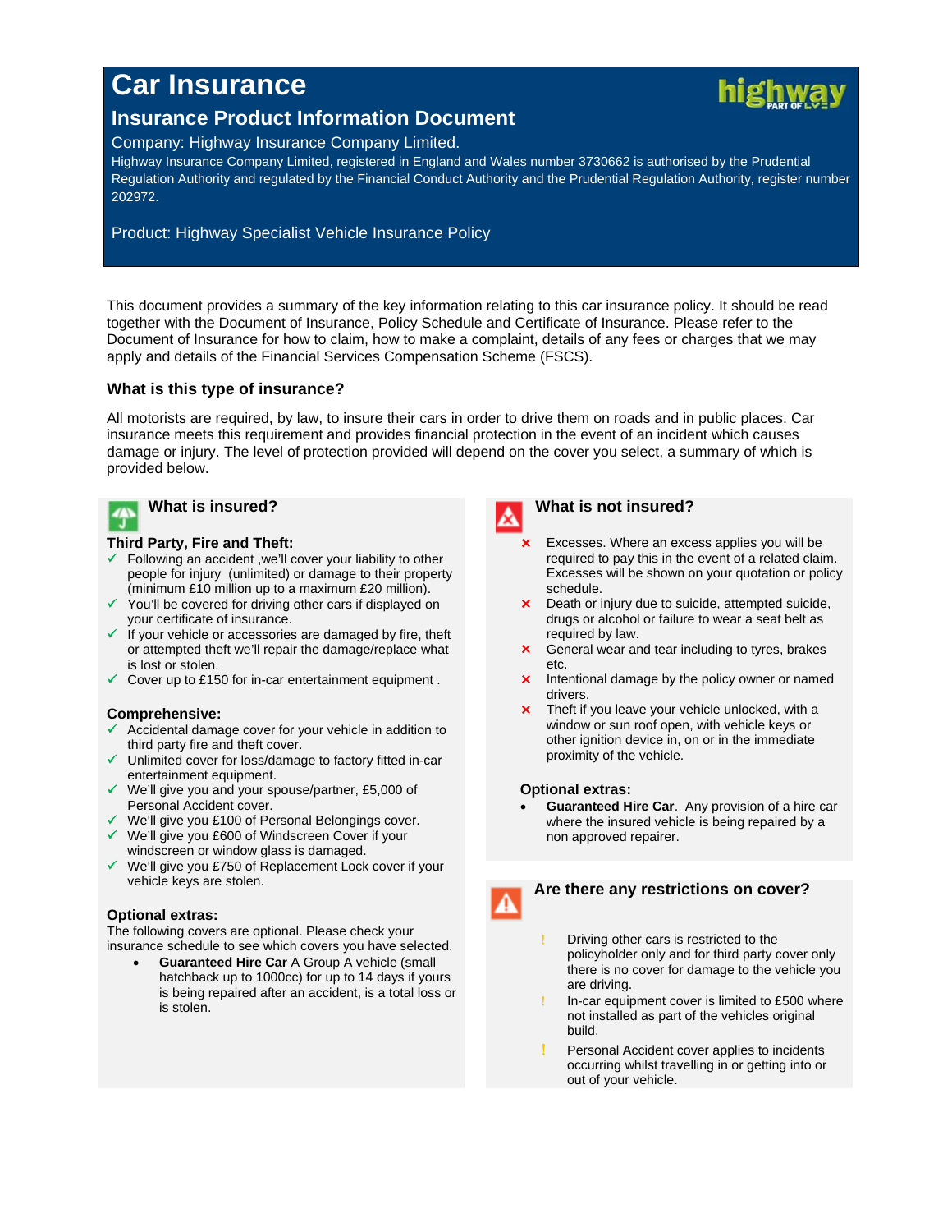# Car Insurance

## Insurance Product Information Document

Company: Highway Insurance Company Limited.

Highway Insurance Company Limited, registered in England and Wales number 3730662 is authorised by the Prudential Regulation Authority and regulated by the Financial Conduct Authority and the Prudential Regulation Authority, register number 202972.

Product: Highway Specialist Vehicle Insurance Policy

This document provides a summary of the key information relating to this car insurance policy. It should be read together with the Document of Insurance, Policy Schedule and Certificate of Insurance. Please refer to the Document of Insurance for how to claim, how to make a complaint, details of any fees or charges that we may apply and details of the Financial Services Compensation Scheme (FSCS).

### What is this type of insurance?

All motorists are required, by law, to insure their cars in order to drive them on roads and in public places. Car insurance meets this requirement and provides financial protection in the event of an incident which causes damage or injury. The level of protection provided will depend on the cover you select, a summary of which is provided below.

### What is insured?

**Third Party, Fire and Theft:**

- ✓ Following an accident ,we'll cover your liability to other people for injury (unlimited) or damage to their property (minimum £10 million up to a maximum £20 million).
- ✓ You'll be covered for driving other cars if displayed on your certificate of insurance.
- ✓ If your vehicle or accessories are damaged by fire, theft or attempted theft we'll repair the damage/replace what is lost or stolen.
- ✓ Cover up to £150 for in-car entertainment equipment .

**Comprehensive:**

- ✓ Accidental damage cover for your vehicle in addition to third party fire and theft cover.
- ✓ Unlimited cover for loss/damage to factory fitted in-car entertainment equipment.
- ✓ We'll give you and your spouse/partner, £5,000 of Personal Accident cover.
- ✓ We'll give you £100 of Personal Belongings cover.
- ✓ We'll give you £600 of Windscreen Cover if your windscreen or window glass is damaged.
- ✓ We'll give you £750 of Replacement Lock cover if your vehicle keys are stolen.

**Optional extras:**

The following covers are optional. Please check your insurance schedule to see which covers you have selected.

- **Guaranteed Hire Car** A Group A vehicle (small hatchback up to 1000cc) for up to 14 days if yours is being repaired after an accident, is a total loss or is stolen.

### What is not insured?

- ✗ Excesses. Where an excess applies you will be required to pay this in the event of a related claim. Excesses will be shown on your quotation or policy schedule.
- ✗ Death or injury due to suicide, attempted suicide, drugs or alcohol or failure to wear a seat belt as required by law.
- ✗ General wear and tear including to tyres, brakes etc.
- ✗ Intentional damage by the policy owner or named drivers.
- ✗ Theft if you leave your vehicle unlocked, with a window or sun roof open, with vehicle keys or other ignition device in, on or in the immediate proximity of the vehicle.

**Optional extras:**

- **Guaranteed Hire Car**. Any provision of a hire car where the insured vehicle is being repaired by a non approved repairer.

### Are there any restrictions on cover?

- ! Driving other cars is restricted to the policyholder only and for third party cover only there is no cover for damage to the vehicle you are driving.
- ! In-car equipment cover is limited to £500 where not installed as part of the vehicles original build.
- ! Personal Accident cover applies to incidents occurring whilst travelling in or getting into or out of your vehicle.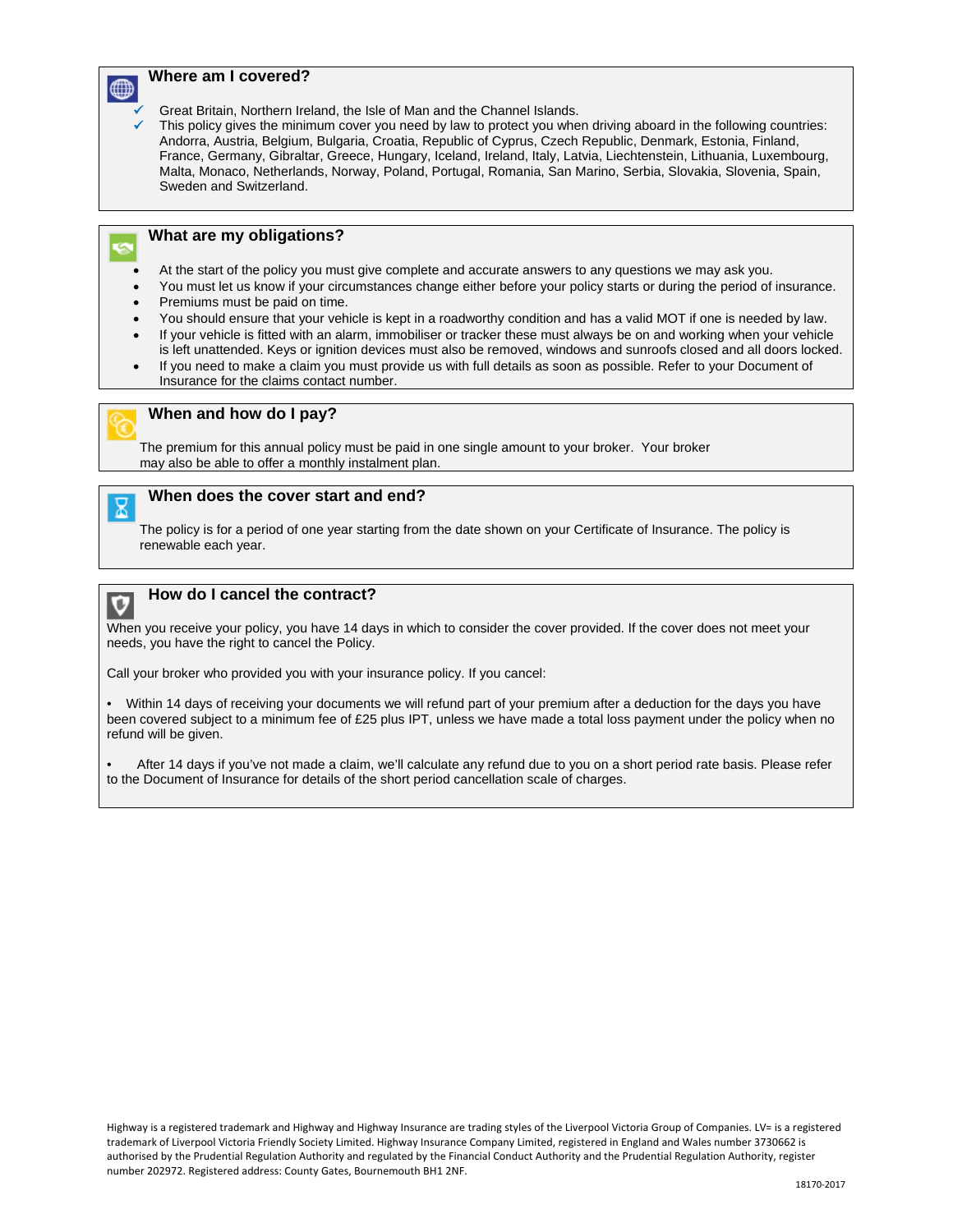## Where am I covered?

- ✓ Great Britain, Northern Ireland, the Isle of Man and the Channel Islands.
- ✓ This policy gives the minimum cover you need by law to protect you when driving aboard in the following countries: Andorra, Austria, Belgium, Bulgaria, Croatia, Republic of Cyprus, Czech Republic, Denmark, Estonia, Finland, France, Germany, Gibraltar, Greece, Hungary, Iceland, Ireland, Italy, Latvia, Liechtenstein, Lithuania, Luxembourg, Malta, Monaco, Netherlands, Norway, Poland, Portugal, Romania, San Marino, Serbia, Slovakia, Slovenia, Spain, Sweden and Switzerland.

## What are my obligations?

- At the start of the policy you must give complete and accurate answers to any questions we may ask you.
- You must let us know if your circumstances change either before your policy starts or during the period of insurance.
- Premiums must be paid on time.
- You should ensure that your vehicle is kept in a roadworthy condition and has a valid MOT if one is needed by law.
- If your vehicle is fitted with an alarm, immobiliser or tracker these must always be on and working when your vehicle is left unattended. Keys or ignition devices must also be removed, windows and sunroofs closed and all doors locked.
- If you need to make a claim you must provide us with full details as soon as possible. Refer to your Document of Insurance for the claims contact number.

## When and how do I pay?

The premium for this annual policy must be paid in one single amount to your broker. Your broker may also be able to offer a monthly instalment plan.

## When does the cover start and end?

The policy is for a period of one year starting from the date shown on your Certificate of Insurance. The policy is renewable each year.

## How do I cancel the contract?

When you receive your policy, you have 14 days in which to consider the cover provided. If the cover does not meet your needs, you have the right to cancel the Policy.

Call your broker who provided you with your insurance policy. If you cancel:

- Within 14 days of receiving your documents we will refund part of your premium after a deduction for the days you have been covered subject to a minimum fee of £25 plus IPT, unless we have made a total loss payment under the policy when no refund will be given.

- After 14 days if you've not made a claim, we'll calculate any refund due to you on a short period rate basis. Please refer to the Document of Insurance for details of the short period cancellation scale of charges.

Highway is a registered trademark and Highway and Highway Insurance are trading styles of the Liverpool Victoria Group of Companies. LV= is a registered trademark of Liverpool Victoria Friendly Society Limited. Highway Insurance Company Limited, registered in England and Wales number 3730662 is authorised by the Prudential Regulation Authority and regulated by the Financial Conduct Authority and the Prudential Regulation Authority, register number 202972. Registered address: County Gates, Bournemouth BH1 2NF.

18170-2017